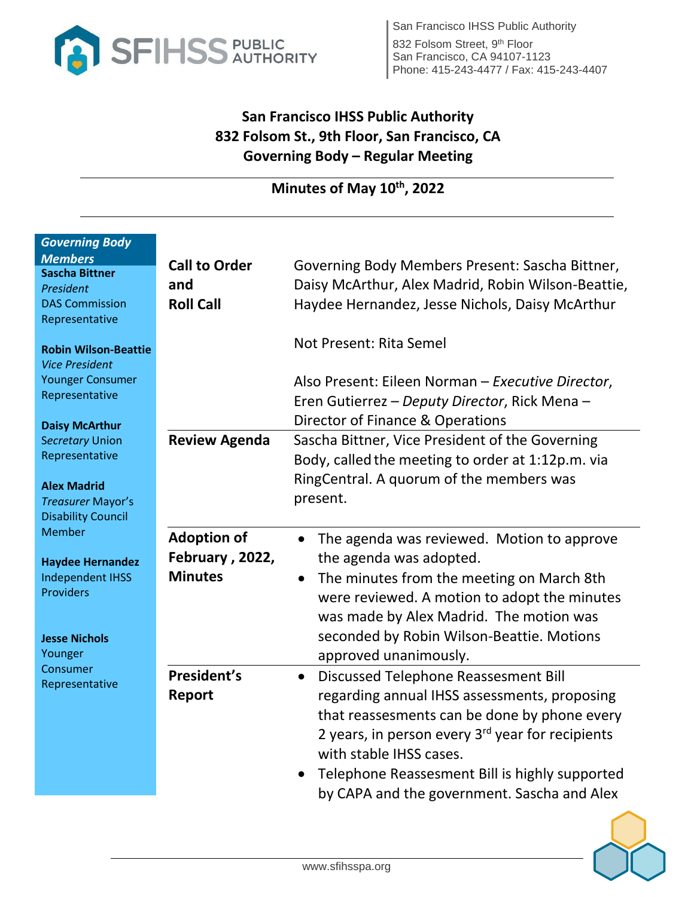San Francisco IHSS Public Authority
832 Folsom Street, 9th Floor
San Francisco, CA 94107-1123
Phone: 415-243-4477 / Fax: 415-243-4407

# San Francisco IHSS Public Authority
## 832 Folsom St., 9th Floor, San Francisco, CA
## Governing Body – Regular Meeting

### Minutes of May 10th, 2022

***Governing Body Members***

**Sascha Bittner**
*President*
DAS Commission Representative

**Robin Wilson-Beattie**
*Vice President*
Younger Consumer Representative

**Daisy McArthur**
*Secretary* Union Representative

**Alex Madrid**
*Treasurer* Mayor's Disability Council Member

**Haydee Hernandez**
Independent IHSS Providers

**Jesse Nichols**
Younger Consumer Representative

| | |
|---|---|
| **Call to Order and Roll Call** | Governing Body Members Present: Sascha Bittner, Daisy McArthur, Alex Madrid, Robin Wilson-Beattie, Haydee Hernandez, Jesse Nichols, Daisy McArthur<br><br>Not Present: Rita Semel<br><br>Also Present: Eileen Norman – *Executive Director*, Eren Gutierrez – *Deputy Director*, Rick Mena – Director of Finance & Operations |
| **Review Agenda** | Sascha Bittner, Vice President of the Governing Body, called the meeting to order at 1:12p.m. via RingCentral. A quorum of the members was present. |
| **Adoption of February , 2022, Minutes** | • The agenda was reviewed. Motion to approve the agenda was adopted.<br>• The minutes from the meeting on March 8th were reviewed. A motion to adopt the minutes was made by Alex Madrid. The motion was seconded by Robin Wilson-Beattie. Motions approved unanimously. |
| **President's Report** | • Discussed Telephone Reassesment Bill regarding annual IHSS assessments, proposing that reassesements can be done by phone every 2 years, in person every 3rd year for recipients with stable IHSS cases.<br>• Telephone Reassesment Bill is highly supported by CAPA and the government. Sascha and Alex |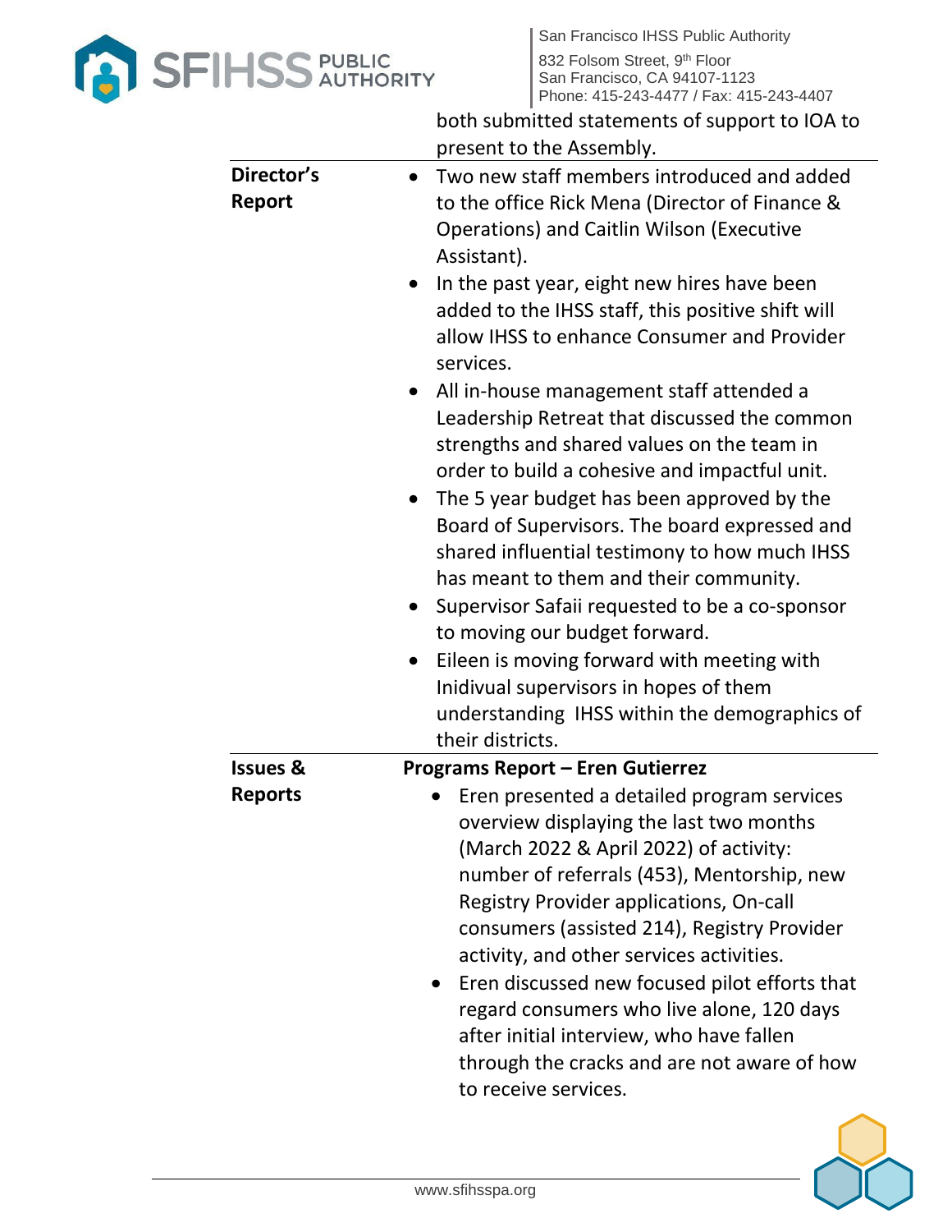| | |
|---|---|
| | both submitted statements of support to IOA to present to the Assembly. |
| **Director's Report** | • Two new staff members introduced and added to the office Rick Mena (Director of Finance & Operations) and Caitlin Wilson (Executive Assistant).<br>• In the past year, eight new hires have been added to the IHSS staff, this positive shift will allow IHSS to enhance Consumer and Provider services.<br>• All in-house management staff attended a Leadership Retreat that discussed the common strengths and shared values on the team in order to build a cohesive and impactful unit.<br>• The 5 year budget has been approved by the Board of Supervisors. The board expressed and shared influential testimony to how much IHSS has meant to them and their community.<br>• Supervisor Safaii requested to be a co-sponsor to moving our budget forward.<br>• Eileen is moving forward with meeting with Inidivual supervisors in hopes of them understanding IHSS within the demographics of their districts. |
| **Issues & Reports** | **Programs Report – Eren Gutierrez**<br>• Eren presented a detailed program services overview displaying the last two months (March 2022 & April 2022) of activity: number of referrals (453), Mentorship, new Registry Provider applications, On-call consumers (assisted 214), Registry Provider activity, and other services activities.<br>• Eren discussed new focused pilot efforts that regard consumers who live alone, 120 days after initial interview, who have fallen through the cracks and are not aware of how to receive services. |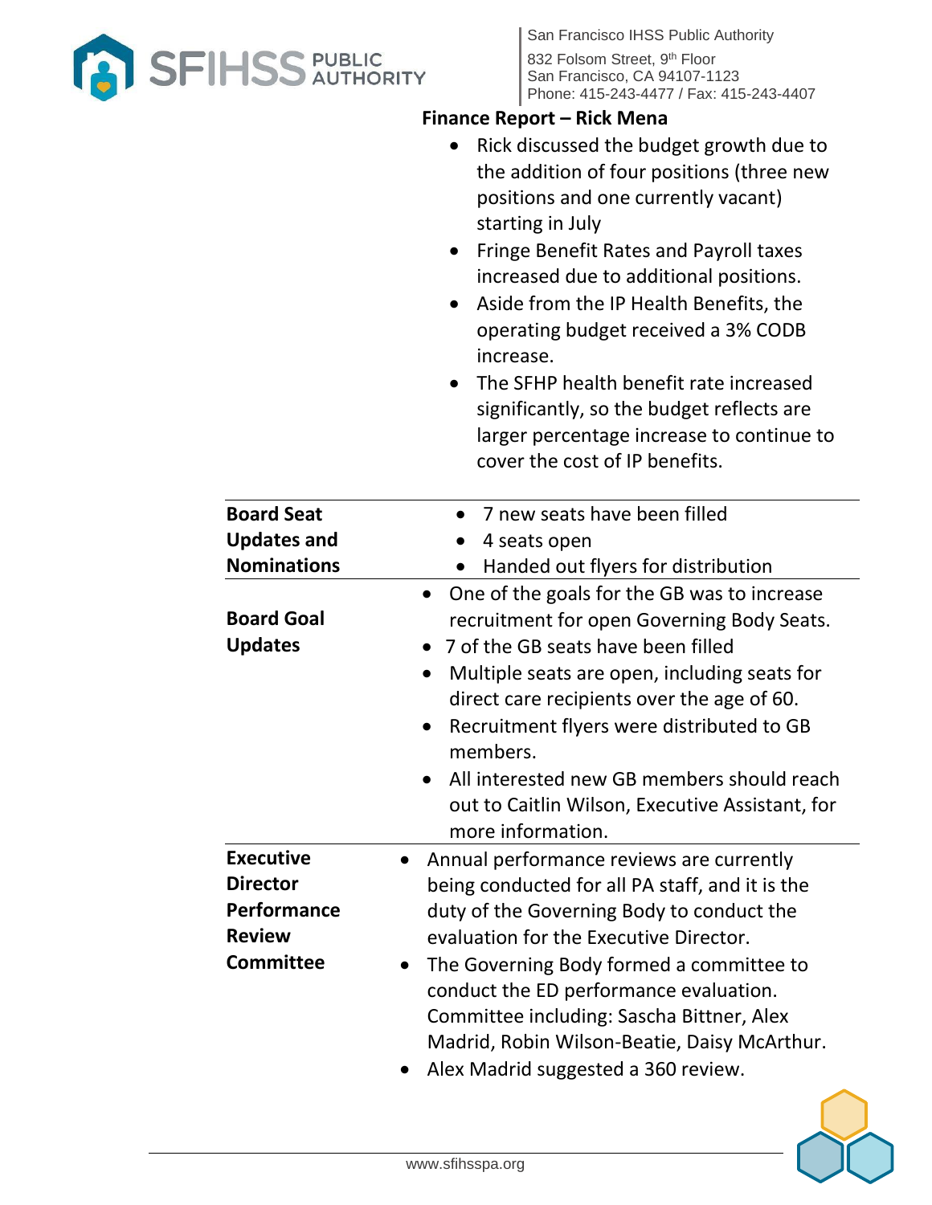**Finance Report – Rick Mena**

- Rick discussed the budget growth due to the addition of four positions (three new positions and one currently vacant) starting in July
- Fringe Benefit Rates and Payroll taxes increased due to additional positions.
- Aside from the IP Health Benefits, the operating budget received a 3% CODB increase.
- The SFHP health benefit rate increased significantly, so the budget reflects are larger percentage increase to continue to cover the cost of IP benefits.

| | |
|---|---|
| **Board Seat Updates and Nominations** | • 7 new seats have been filled<br>• 4 seats open<br>• Handed out flyers for distribution |
| **Board Goal Updates** | • One of the goals for the GB was to increase recruitment for open Governing Body Seats.<br>• 7 of the GB seats have been filled<br>• Multiple seats are open, including seats for direct care recipients over the age of 60.<br>• Recruitment flyers were distributed to GB members.<br>• All interested new GB members should reach out to Caitlin Wilson, Executive Assistant, for more information. |
| **Executive Director Performance Review Committee** | • Annual performance reviews are currently being conducted for all PA staff, and it is the duty of the Governing Body to conduct the evaluation for the Executive Director.<br>• The Governing Body formed a committee to conduct the ED performance evaluation. Committee including: Sascha Bittner, Alex Madrid, Robin Wilson-Beatie, Daisy McArthur.<br>• Alex Madrid suggested a 360 review. |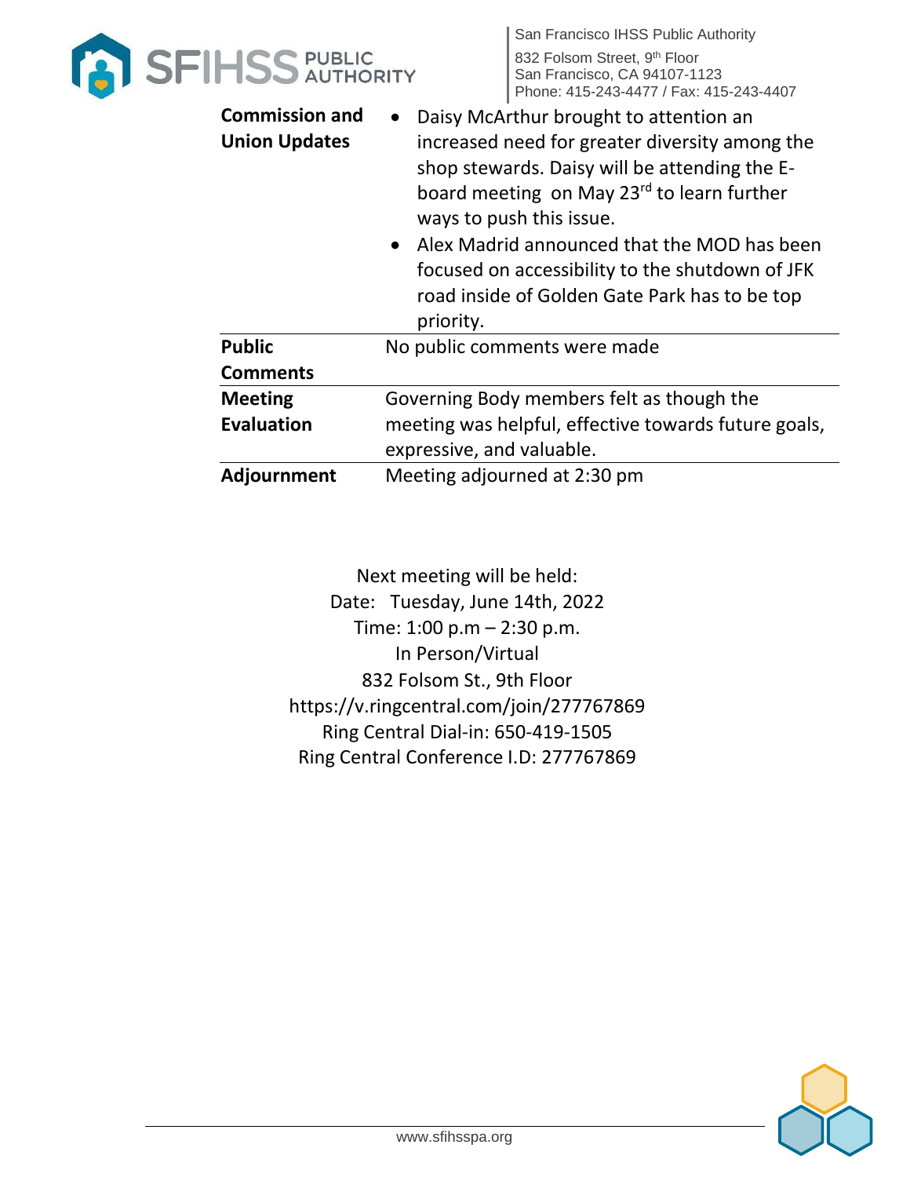| | |
|---|---|
| **Commission and Union Updates** | • Daisy McArthur brought to attention an increased need for greater diversity among the shop stewards. Daisy will be attending the E-board meeting on May 23rd to learn further ways to push this issue. • Alex Madrid announced that the MOD has been focused on accessibility to the shutdown of JFK road inside of Golden Gate Park has to be top priority. |
| **Public Comments** | No public comments were made |
| **Meeting Evaluation** | Governing Body members felt as though the meeting was helpful, effective towards future goals, expressive, and valuable. |
| **Adjournment** | Meeting adjourned at 2:30 pm |

Next meeting will be held:
Date: Tuesday, June 14th, 2022
Time: 1:00 p.m – 2:30 p.m.
In Person/Virtual
832 Folsom St., 9th Floor
https://v.ringcentral.com/join/277767869
Ring Central Dial-in: 650-419-1505
Ring Central Conference I.D: 277767869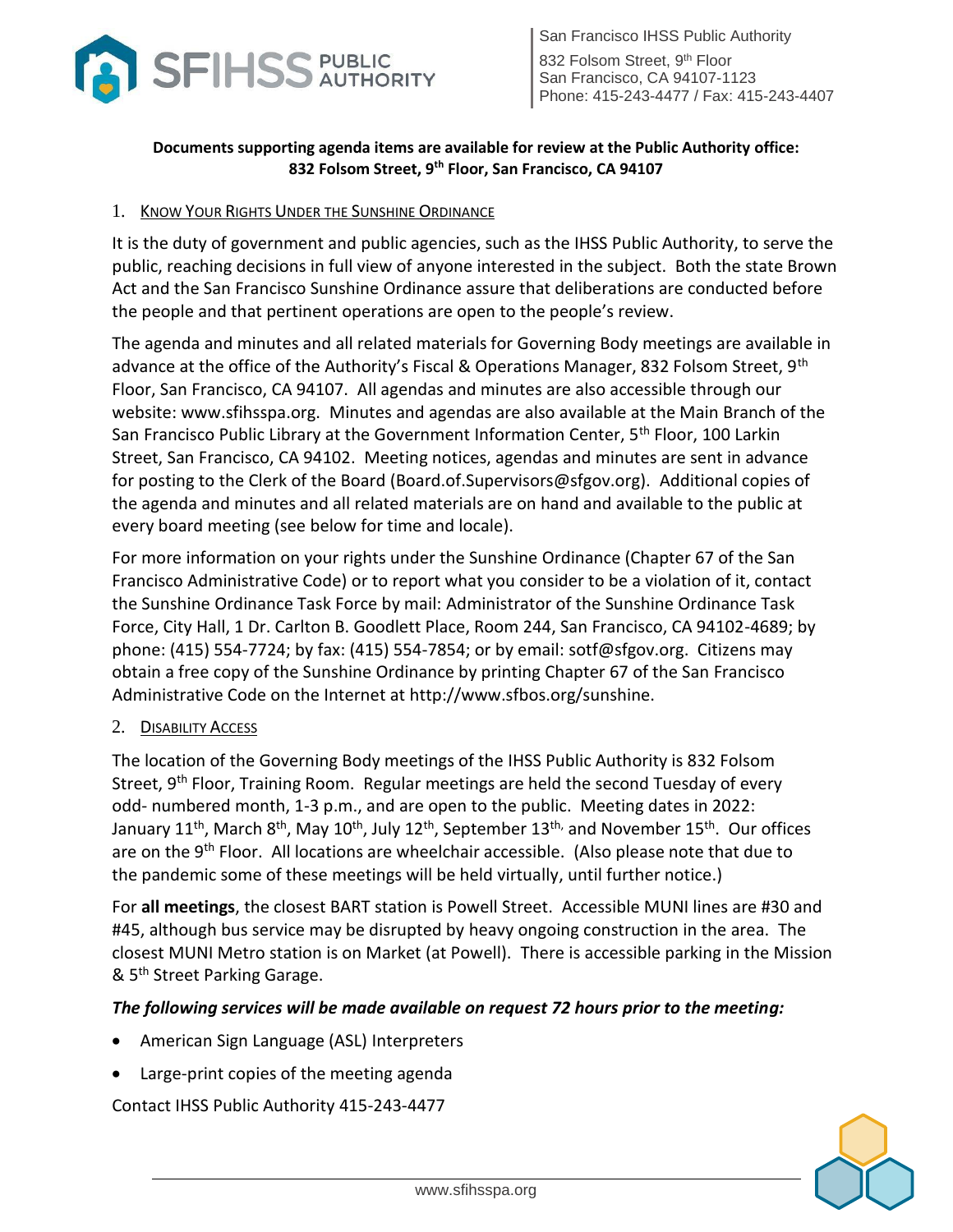**Documents supporting agenda items are available for review at the Public Authority office: 832 Folsom Street, 9th Floor, San Francisco, CA 94107**

## 1. Know Your Rights Under the Sunshine Ordinance

It is the duty of government and public agencies, such as the IHSS Public Authority, to serve the public, reaching decisions in full view of anyone interested in the subject. Both the state Brown Act and the San Francisco Sunshine Ordinance assure that deliberations are conducted before the people and that pertinent operations are open to the people's review.

The agenda and minutes and all related materials for Governing Body meetings are available in advance at the office of the Authority's Fiscal & Operations Manager, 832 Folsom Street, 9th Floor, San Francisco, CA 94107. All agendas and minutes are also accessible through our website: www.sfihsspa.org. Minutes and agendas are also available at the Main Branch of the San Francisco Public Library at the Government Information Center, 5th Floor, 100 Larkin Street, San Francisco, CA 94102. Meeting notices, agendas and minutes are sent in advance for posting to the Clerk of the Board (Board.of.Supervisors@sfgov.org). Additional copies of the agenda and minutes and all related materials are on hand and available to the public at every board meeting (see below for time and locale).

For more information on your rights under the Sunshine Ordinance (Chapter 67 of the San Francisco Administrative Code) or to report what you consider to be a violation of it, contact the Sunshine Ordinance Task Force by mail: Administrator of the Sunshine Ordinance Task Force, City Hall, 1 Dr. Carlton B. Goodlett Place, Room 244, San Francisco, CA 94102-4689; by phone: (415) 554-7724; by fax: (415) 554-7854; or by email: sotf@sfgov.org. Citizens may obtain a free copy of the Sunshine Ordinance by printing Chapter 67 of the San Francisco Administrative Code on the Internet at http://www.sfbos.org/sunshine.

## 2. Disability Access

The location of the Governing Body meetings of the IHSS Public Authority is 832 Folsom Street, 9th Floor, Training Room. Regular meetings are held the second Tuesday of every odd- numbered month, 1-3 p.m., and are open to the public. Meeting dates in 2022: January 11th, March 8th, May 10th, July 12th, September 13th, and November 15th. Our offices are on the 9th Floor. All locations are wheelchair accessible. (Also please note that due to the pandemic some of these meetings will be held virtually, until further notice.)

For **all meetings**, the closest BART station is Powell Street. Accessible MUNI lines are #30 and #45, although bus service may be disrupted by heavy ongoing construction in the area. The closest MUNI Metro station is on Market (at Powell). There is accessible parking in the Mission & 5th Street Parking Garage.

***The following services will be made available on request 72 hours prior to the meeting:***

- American Sign Language (ASL) Interpreters
- Large-print copies of the meeting agenda

Contact IHSS Public Authority 415-243-4477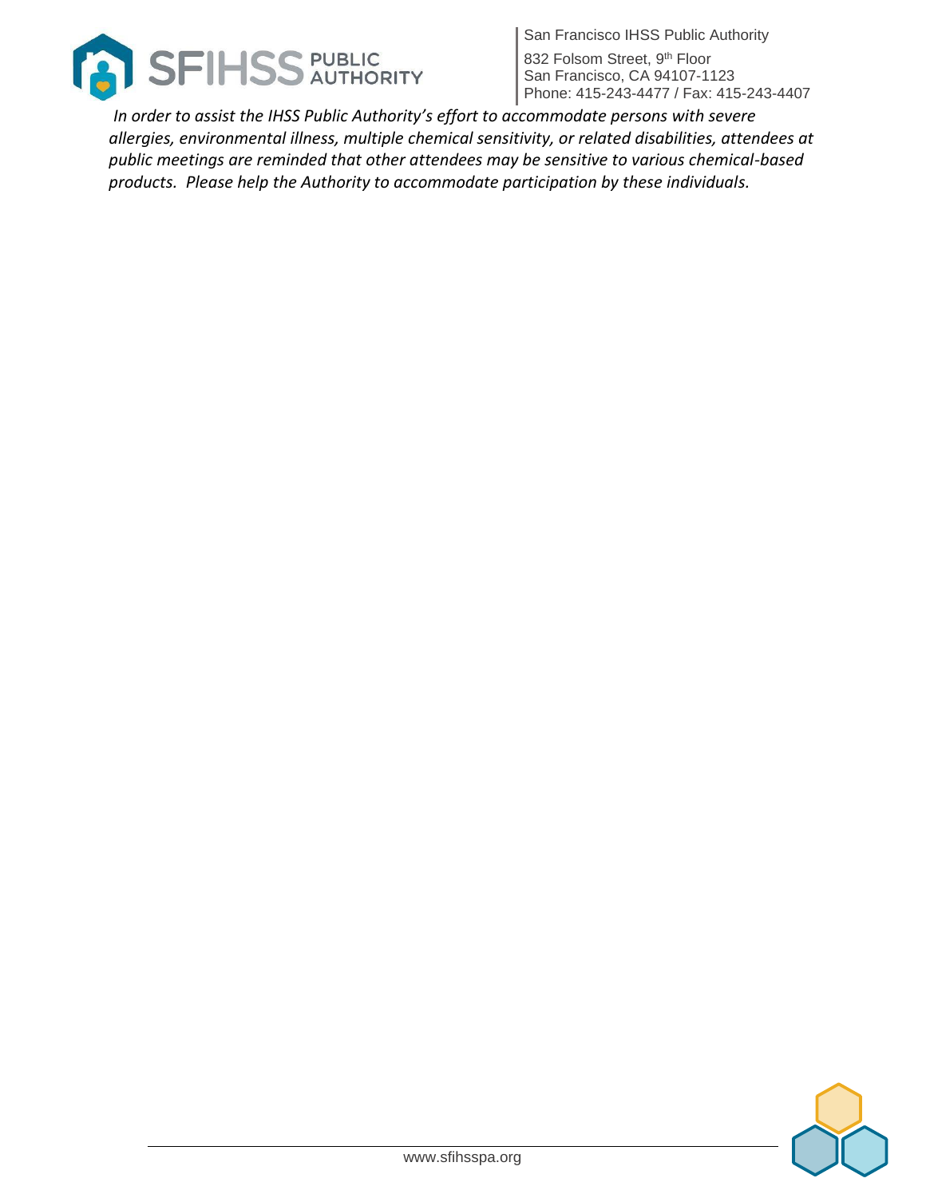*In order to assist the IHSS Public Authority's effort to accommodate persons with severe allergies, environmental illness, multiple chemical sensitivity, or related disabilities, attendees at public meetings are reminded that other attendees may be sensitive to various chemical-based products. Please help the Authority to accommodate participation by these individuals.*